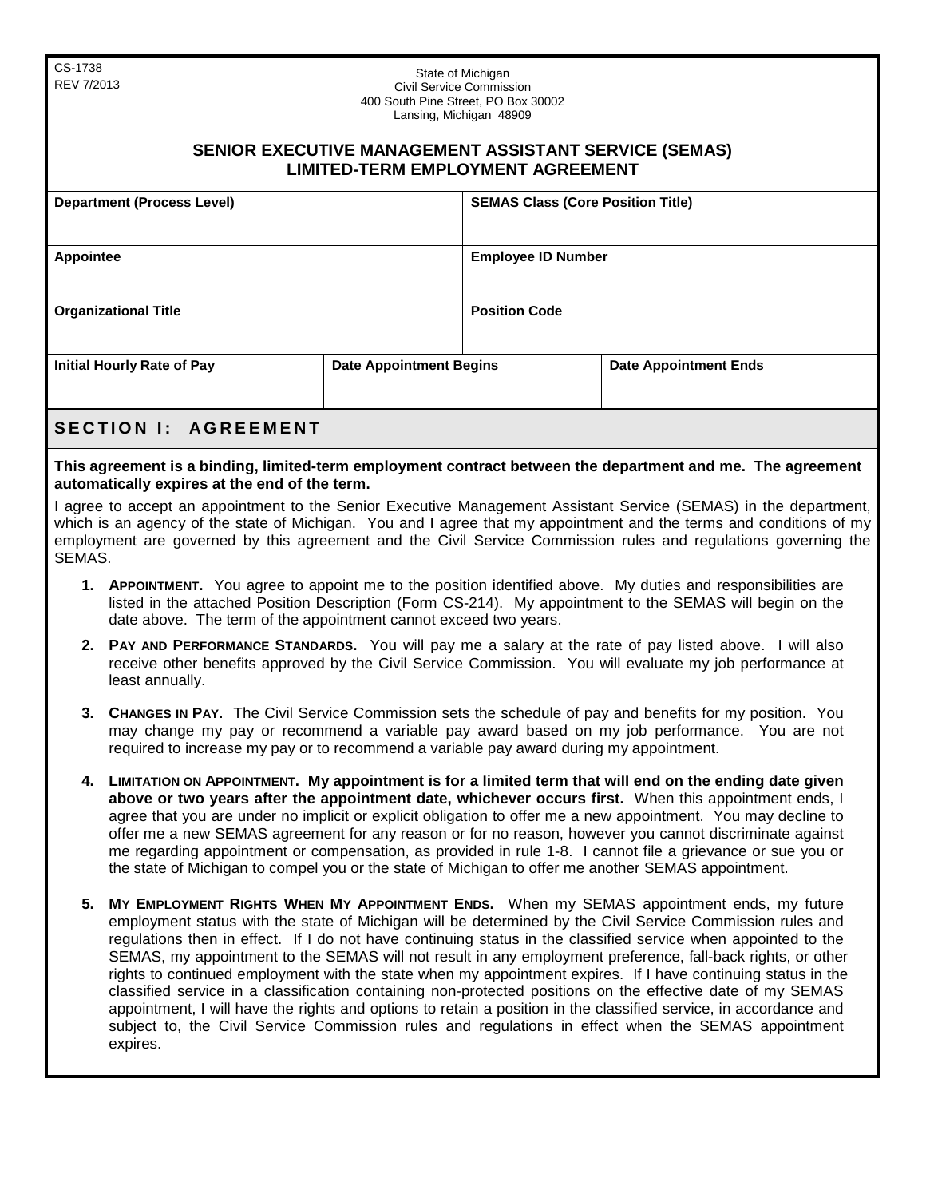CS-1738
REV 7/2013

State of Michigan
Civil Service Commission
400 South Pine Street, PO Box 30002
Lansing, Michigan 48909

# SENIOR EXECUTIVE MANAGEMENT ASSISTANT SERVICE (SEMAS) LIMITED-TERM EMPLOYMENT AGREEMENT

| Department (Process Level) | SEMAS Class (Core Position Title) | |
|---|---|---|
| **Appointee** | **Employee ID Number** | |
| **Organizational Title** | **Position Code** | |
| **Initial Hourly Rate of Pay** | **Date Appointment Begins** | **Date Appointment Ends** |

## SECTION I: AGREEMENT

**This agreement is a binding, limited-term employment contract between the department and me. The agreement automatically expires at the end of the term.**

I agree to accept an appointment to the Senior Executive Management Assistant Service (SEMAS) in the department, which is an agency of the state of Michigan. You and I agree that my appointment and the terms and conditions of my employment are governed by this agreement and the Civil Service Commission rules and regulations governing the SEMAS.

1. **APPOINTMENT.** You agree to appoint me to the position identified above. My duties and responsibilities are listed in the attached Position Description (Form CS-214). My appointment to the SEMAS will begin on the date above. The term of the appointment cannot exceed two years.

2. **PAY AND PERFORMANCE STANDARDS.** You will pay me a salary at the rate of pay listed above. I will also receive other benefits approved by the Civil Service Commission. You will evaluate my job performance at least annually.

3. **CHANGES IN PAY.** The Civil Service Commission sets the schedule of pay and benefits for my position. You may change my pay or recommend a variable pay award based on my job performance. You are not required to increase my pay or to recommend a variable pay award during my appointment.

4. **LIMITATION ON APPOINTMENT. My appointment is for a limited term that will end on the ending date given above or two years after the appointment date, whichever occurs first.** When this appointment ends, I agree that you are under no implicit or explicit obligation to offer me a new appointment. You may decline to offer me a new SEMAS agreement for any reason or for no reason, however you cannot discriminate against me regarding appointment or compensation, as provided in rule 1-8. I cannot file a grievance or sue you or the state of Michigan to compel you or the state of Michigan to offer me another SEMAS appointment.

5. **MY EMPLOYMENT RIGHTS WHEN MY APPOINTMENT ENDS.** When my SEMAS appointment ends, my future employment status with the state of Michigan will be determined by the Civil Service Commission rules and regulations then in effect. If I do not have continuing status in the classified service when appointed to the SEMAS, my appointment to the SEMAS will not result in any employment preference, fall-back rights, or other rights to continued employment with the state when my appointment expires. If I have continuing status in the classified service in a classification containing non-protected positions on the effective date of my SEMAS appointment, I will have the rights and options to retain a position in the classified service, in accordance and subject to, the Civil Service Commission rules and regulations in effect when the SEMAS appointment expires.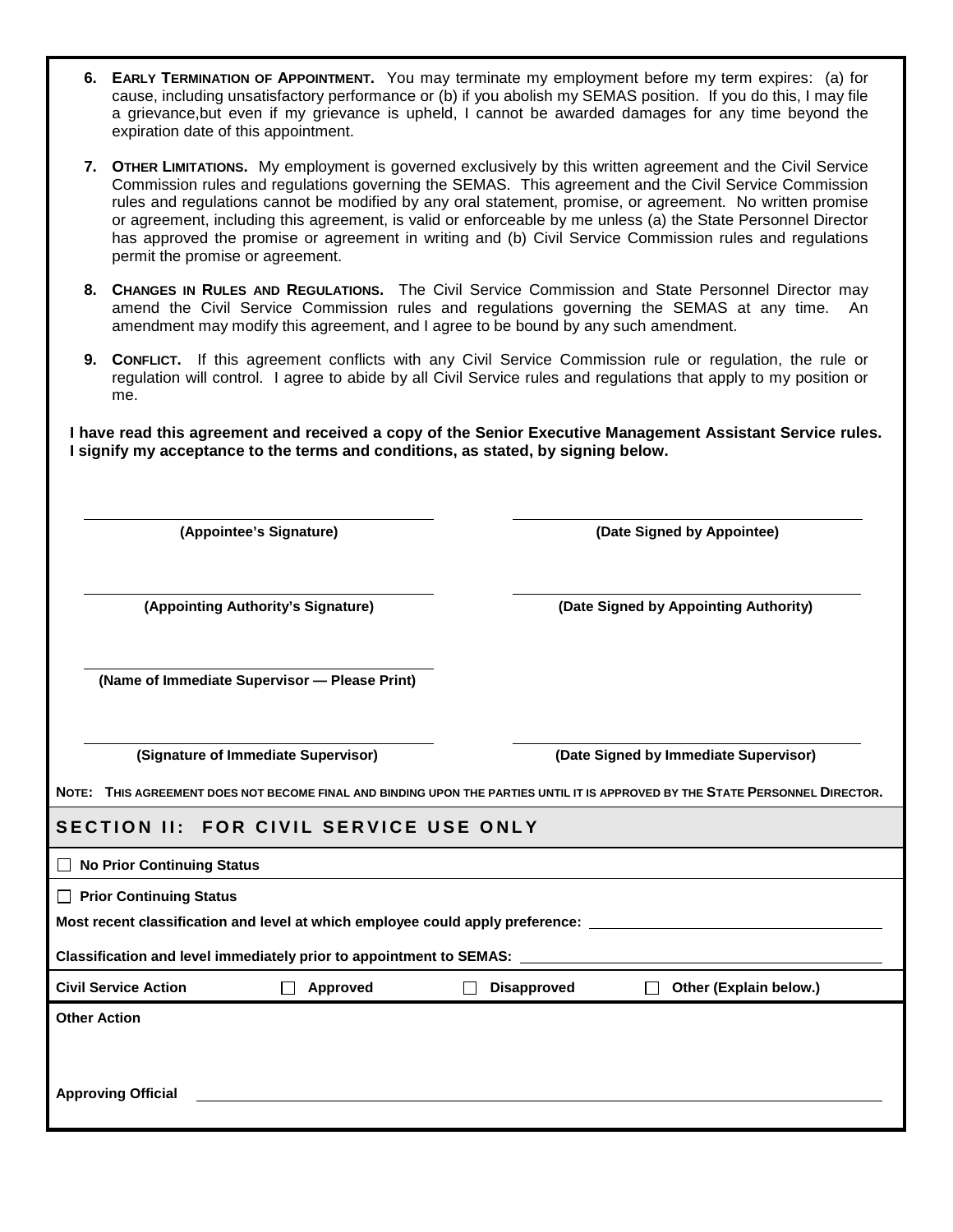6. **EARLY TERMINATION OF APPOINTMENT.** You may terminate my employment before my term expires: (a) for cause, including unsatisfactory performance or (b) if you abolish my SEMAS position. If you do this, I may file a grievance,but even if my grievance is upheld, I cannot be awarded damages for any time beyond the expiration date of this appointment.

7. **OTHER LIMITATIONS.** My employment is governed exclusively by this written agreement and the Civil Service Commission rules and regulations governing the SEMAS. This agreement and the Civil Service Commission rules and regulations cannot be modified by any oral statement, promise, or agreement. No written promise or agreement, including this agreement, is valid or enforceable by me unless (a) the State Personnel Director has approved the promise or agreement in writing and (b) Civil Service Commission rules and regulations permit the promise or agreement.

8. **CHANGES IN RULES AND REGULATIONS.** The Civil Service Commission and State Personnel Director may amend the Civil Service Commission rules and regulations governing the SEMAS at any time. An amendment may modify this agreement, and I agree to be bound by any such amendment.

9. **CONFLICT.** If this agreement conflicts with any Civil Service Commission rule or regulation, the rule or regulation will control. I agree to abide by all Civil Service rules and regulations that apply to my position or me.

**I have read this agreement and received a copy of the Senior Executive Management Assistant Service rules. I signify my acceptance to the terms and conditions, as stated, by signing below.**

| | |
|---|---|
| **(Appointee's Signature)** | **(Date Signed by Appointee)** |
| **(Appointing Authority's Signature)** | **(Date Signed by Appointing Authority)** |
| **(Name of Immediate Supervisor — Please Print)** | |
| **(Signature of Immediate Supervisor)** | **(Date Signed by Immediate Supervisor)** |

**NOTE: THIS AGREEMENT DOES NOT BECOME FINAL AND BINDING UPON THE PARTIES UNTIL IT IS APPROVED BY THE STATE PERSONNEL DIRECTOR.**

## SECTION II: FOR CIVIL SERVICE USE ONLY

☐ **No Prior Continuing Status**

☐ **Prior Continuing Status**

**Most recent classification and level at which employee could apply preference:** ____________________

**Classification and level immediately prior to appointment to SEMAS:** ____________________

**Civil Service Action** ☐ **Approved** ☐ **Disapproved** ☐ **Other (Explain below.)**

**Other Action**

**Approving Official** ____________________